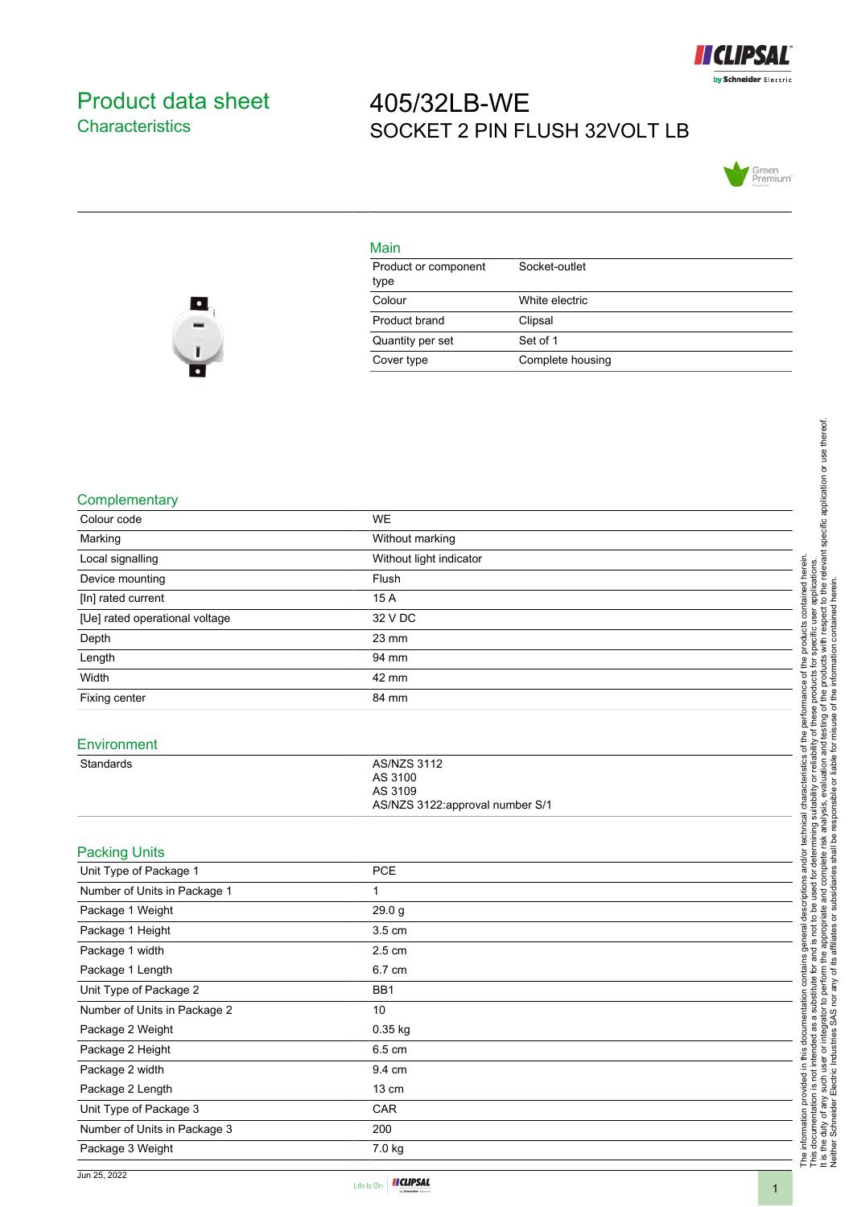# Product data sheet
## Characteristics

# 405/32LB-WE
SOCKET 2 PIN FLUSH 32VOLT LB

## Main

| | |
|---|---|
| Product or component type | Socket-outlet |
| Colour | White electric |
| Product brand | Clipsal |
| Quantity per set | Set of 1 |
| Cover type | Complete housing |

## Complementary

| | |
|---|---|
| Colour code | WE |
| Marking | Without marking |
| Local signalling | Without light indicator |
| Device mounting | Flush |
| [In] rated current | 15 A |
| [Ue] rated operational voltage | 32 V DC |
| Depth | 23 mm |
| Length | 94 mm |
| Width | 42 mm |
| Fixing center | 84 mm |

## Environment

| | |
|---|---|
| Standards | AS/NZS 3112<br>AS 3100<br>AS 3109<br>AS/NZS 3122:approval number S/1 |

## Packing Units

| | |
|---|---|
| Unit Type of Package 1 | PCE |
| Number of Units in Package 1 | 1 |
| Package 1 Weight | 29.0 g |
| Package 1 Height | 3.5 cm |
| Package 1 width | 2.5 cm |
| Package 1 Length | 6.7 cm |
| Unit Type of Package 2 | BB1 |
| Number of Units in Package 2 | 10 |
| Package 2 Weight | 0.35 kg |
| Package 2 Height | 6.5 cm |
| Package 2 width | 9.4 cm |
| Package 2 Length | 13 cm |
| Unit Type of Package 3 | CAR |
| Number of Units in Package 3 | 200 |
| Package 3 Weight | 7.0 kg |

The information provided in this documentation contains general descriptions and/or technical characteristics of the performance of the products contained herein. This documentation is not intended as a substitute for and is not to be used for determining suitability or reliability of these products for specific user applications. It is the duty of any such user or integrator to perform the appropriate and complete risk analysis, evaluation and testing of the products with respect to the relevant specific application or use thereof. Neither Schneider Electric Industries SAS nor any of its affiliates or subsidiaries shall be responsible or liable for misuse of the information contained herein.

Jun 25, 2022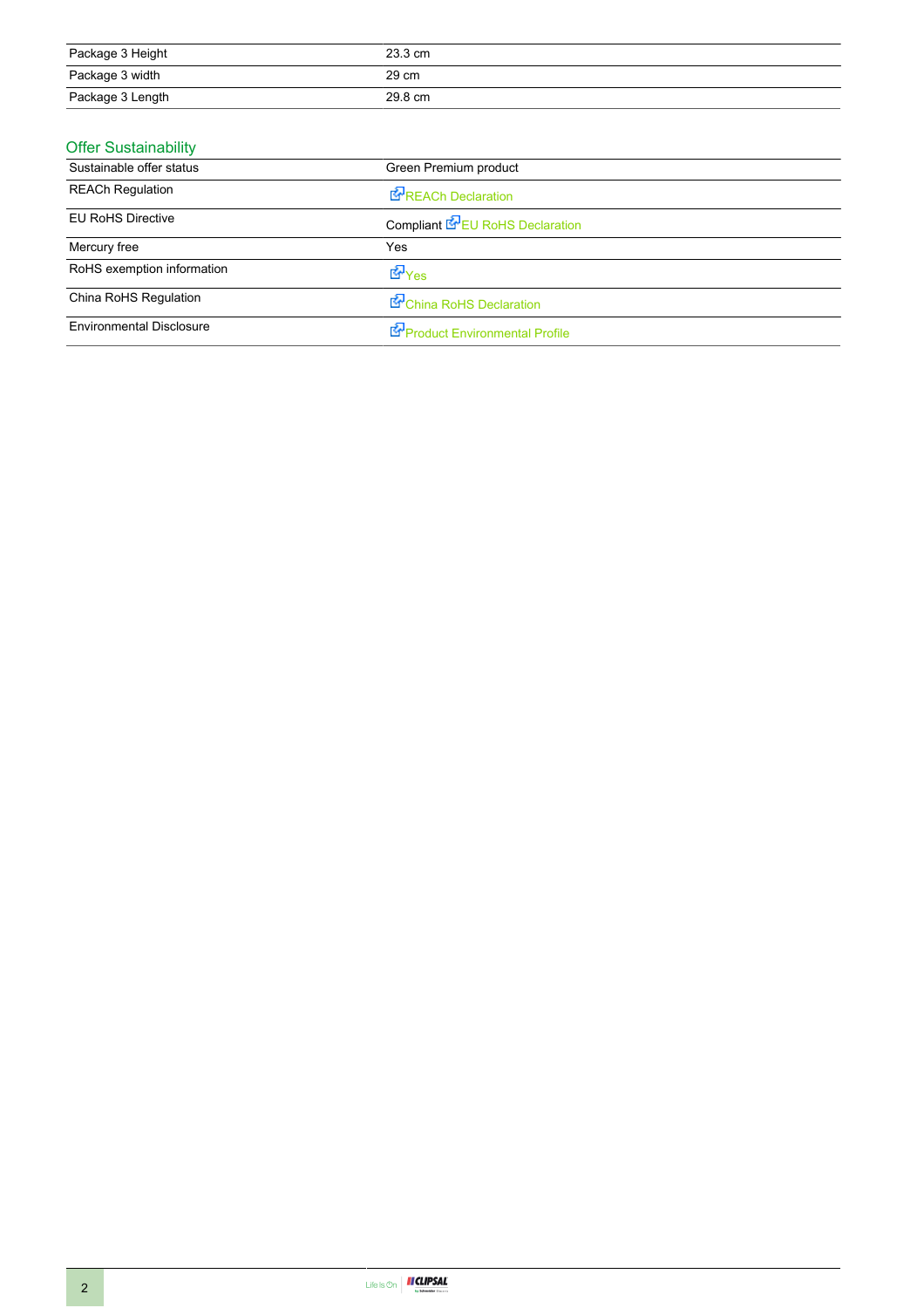| | |
|---|---|
| Package 3 Height | 23.3 cm |
| Package 3 width | 29 cm |
| Package 3 Length | 29.8 cm |

## Offer Sustainability

| | |
|---|---|
| Sustainable offer status | Green Premium product |
| REACh Regulation | REACh Declaration |
| EU RoHS Directive | Compliant EU RoHS Declaration |
| Mercury free | Yes |
| RoHS exemption information | Yes |
| China RoHS Regulation | China RoHS Declaration |
| Environmental Disclosure | Product Environmental Profile |